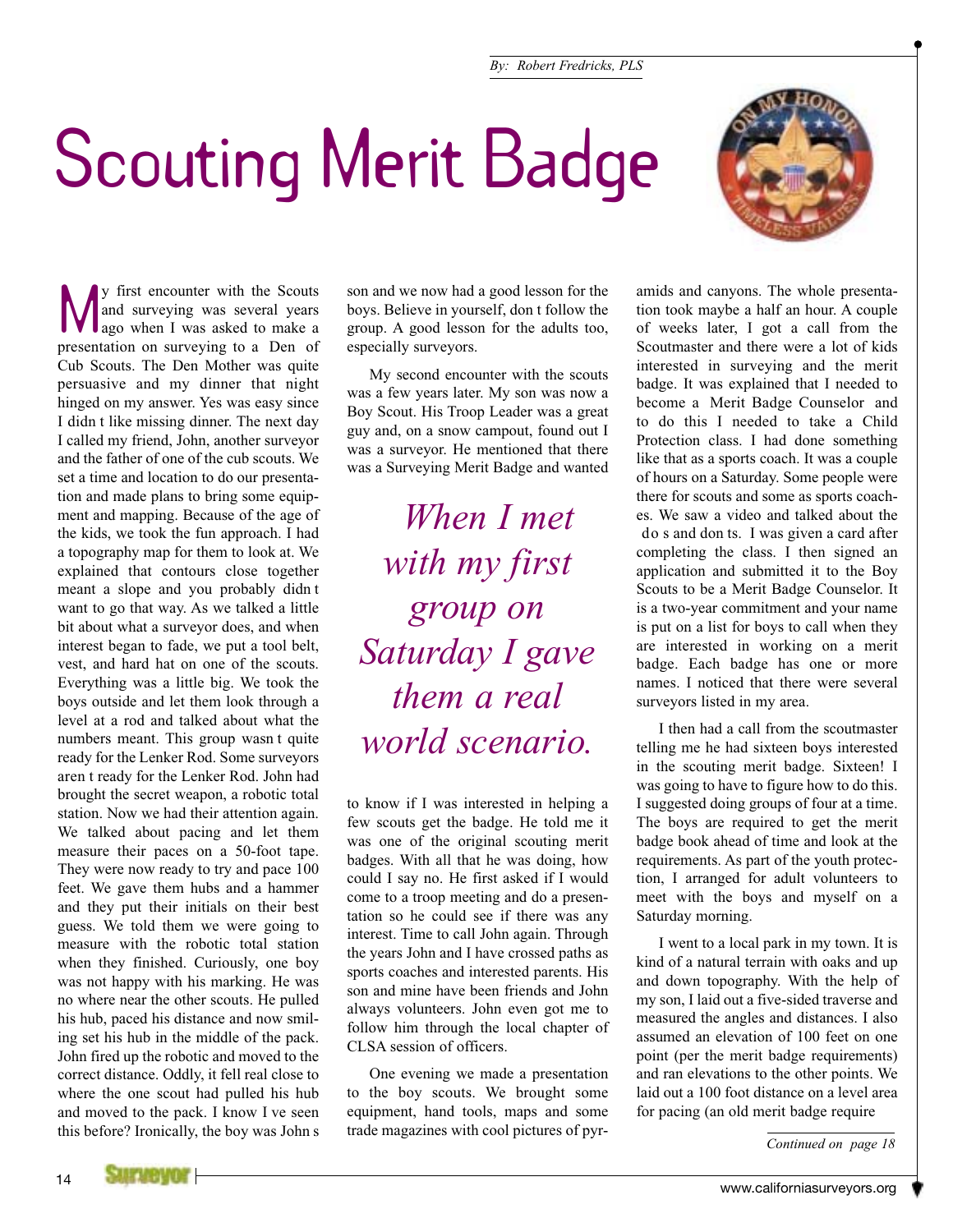By: Robert Fredricks, PLS

# Scouting Merit Badge

My first encounter with the Scouts and surveying was several years ago when I was asked to make a presentation on surveying to a Den of Cub Scouts. The Den Mother was quite persuasive and my dinner that night hinged on my answer. Yes was easy since I didn t like missing dinner. The next day I called my friend, John, another surveyor and the father of one of the cub scouts. We set a time and location to do our presentation and made plans to bring some equipment and mapping. Because of the age of the kids, we took the fun approach. I had a topography map for them to look at. We explained that contours close together meant a slope and you probably didn t want to go that way. As we talked a little bit about what a surveyor does, and when interest began to fade, we put a tool belt, vest, and hard hat on one of the scouts. Everything was a little big. We took the boys outside and let them look through a level at a rod and talked about what the numbers meant. This group wasn t quite ready for the Lenker Rod. Some surveyors aren t ready for the Lenker Rod. John had brought the secret weapon, a robotic total station. Now we had their attention again. We talked about pacing and let them measure their paces on a 50-foot tape. They were now ready to try and pace 100 feet. We gave them hubs and a hammer and they put their initials on their best guess. We told them we were going to measure with the robotic total station when they finished. Curiously, one boy was not happy with his marking. He was no where near the other scouts. He pulled his hub, paced his distance and now smiling set his hub in the middle of the pack. John fired up the robotic and moved to the correct distance. Oddly, it fell real close to where the one scout had pulled his hub and moved to the pack. I know I ve seen this before? Ironically, the boy was John s son and we now had a good lesson for the boys. Believe in yourself, don t follow the group. A good lesson for the adults too, especially surveyors.

My second encounter with the scouts was a few years later. My son was now a Boy Scout. His Troop Leader was a great guy and, on a snow campout, found out I was a surveyor. He mentioned that there was a Surveying Merit Badge and wanted to know if I was interested in helping a few scouts get the badge. He told me it was one of the original scouting merit badges. With all that he was doing, how could I say no. He first asked if I would come to a troop meeting and do a presentation so he could see if there was any interest. Time to call John again. Through the years John and I have crossed paths as sports coaches and interested parents. His son and mine have been friends and John always volunteers. John even got me to follow him through the local chapter of CLSA session of officers.

> *When I met with my first group on Saturday I gave them a real world scenario.*

One evening we made a presentation to the boy scouts. We brought some equipment, hand tools, maps and some trade magazines with cool pictures of pyramids and canyons. The whole presentation took maybe a half an hour. A couple of weeks later, I got a call from the Scoutmaster and there were a lot of kids interested in surveying and the merit badge. It was explained that I needed to become a Merit Badge Counselor and to do this I needed to take a Child Protection class. I had done something like that as a sports coach. It was a couple of hours on a Saturday. Some people were there for scouts and some as sports coaches. We saw a video and talked about the do s and don ts. I was given a card after completing the class. I then signed an application and submitted it to the Boy Scouts to be a Merit Badge Counselor. It is a two-year commitment and your name is put on a list for boys to call when they are interested in working on a merit badge. Each badge has one or more names. I noticed that there were several surveyors listed in my area.

I then had a call from the scoutmaster telling me he had sixteen boys interested in the scouting merit badge. Sixteen! I was going to have to figure how to do this. I suggested doing groups of four at a time. The boys are required to get the merit badge book ahead of time and look at the requirements. As part of the youth protection, I arranged for adult volunteers to meet with the boys and myself on a Saturday morning.

I went to a local park in my town. It is kind of a natural terrain with oaks and up and down topography. With the help of my son, I laid out a five-sided traverse and measured the angles and distances. I also assumed an elevation of 100 feet on one point (per the merit badge requirements) and ran elevations to the other points. We laid out a 100 foot distance on a level area for pacing (an old merit badge require

*Continued on page 18*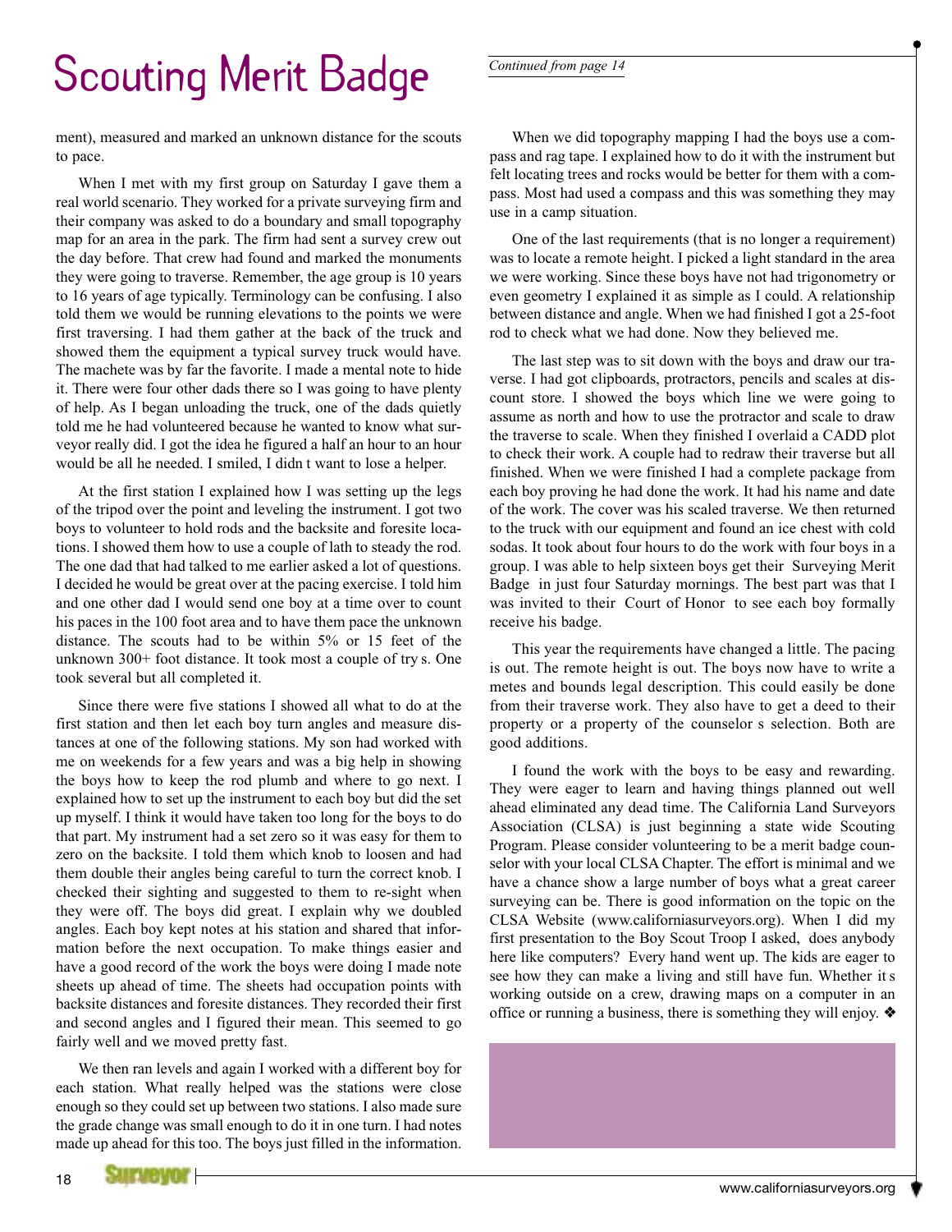# Scouting Merit Badge

*Continued from page 14*

ment), measured and marked an unknown distance for the scouts to pace.

When I met with my first group on Saturday I gave them a real world scenario. They worked for a private surveying firm and their company was asked to do a boundary and small topography map for an area in the park. The firm had sent a survey crew out the day before. That crew had found and marked the monuments they were going to traverse. Remember, the age group is 10 years to 16 years of age typically. Terminology can be confusing. I also told them we would be running elevations to the points we were first traversing. I had them gather at the back of the truck and showed them the equipment a typical survey truck would have. The machete was by far the favorite. I made a mental note to hide it. There were four other dads there so I was going to have plenty of help. As I began unloading the truck, one of the dads quietly told me he had volunteered because he wanted to know what surveyor really did. I got the idea he figured a half an hour to an hour would be all he needed. I smiled, I didn t want to lose a helper.

At the first station I explained how I was setting up the legs of the tripod over the point and leveling the instrument. I got two boys to volunteer to hold rods and the backsite and foresite locations. I showed them how to use a couple of lath to steady the rod. The one dad that had talked to me earlier asked a lot of questions. I decided he would be great over at the pacing exercise. I told him and one other dad I would send one boy at a time over to count his paces in the 100 foot area and to have them pace the unknown distance. The scouts had to be within 5% or 15 feet of the unknown 300+ foot distance. It took most a couple of try s. One took several but all completed it.

Since there were five stations I showed all what to do at the first station and then let each boy turn angles and measure distances at one of the following stations. My son had worked with me on weekends for a few years and was a big help in showing the boys how to keep the rod plumb and where to go next. I explained how to set up the instrument to each boy but did the set up myself. I think it would have taken too long for the boys to do that part. My instrument had a set zero so it was easy for them to zero on the backsite. I told them which knob to loosen and had them double their angles being careful to turn the correct knob. I checked their sighting and suggested to them to re-sight when they were off. The boys did great. I explain why we doubled angles. Each boy kept notes at his station and shared that information before the next occupation. To make things easier and have a good record of the work the boys were doing I made note sheets up ahead of time. The sheets had occupation points with backsite distances and foresite distances. They recorded their first and second angles and I figured their mean. This seemed to go fairly well and we moved pretty fast.

We then ran levels and again I worked with a different boy for each station. What really helped was the stations were close enough so they could set up between two stations. I also made sure the grade change was small enough to do it in one turn. I had notes made up ahead for this too. The boys just filled in the information.

When we did topography mapping I had the boys use a compass and rag tape. I explained how to do it with the instrument but felt locating trees and rocks would be better for them with a compass. Most had used a compass and this was something they may use in a camp situation.

One of the last requirements (that is no longer a requirement) was to locate a remote height. I picked a light standard in the area we were working. Since these boys have not had trigonometry or even geometry I explained it as simple as I could. A relationship between distance and angle. When we had finished I got a 25-foot rod to check what we had done. Now they believed me.

The last step was to sit down with the boys and draw our traverse. I had got clipboards, protractors, pencils and scales at discount store. I showed the boys which line we were going to assume as north and how to use the protractor and scale to draw the traverse to scale. When they finished I overlaid a CADD plot to check their work. A couple had to redraw their traverse but all finished. When we were finished I had a complete package from each boy proving he had done the work. It had his name and date of the work. The cover was his scaled traverse. We then returned to the truck with our equipment and found an ice chest with cold sodas. It took about four hours to do the work with four boys in a group. I was able to help sixteen boys get their Surveying Merit Badge in just four Saturday mornings. The best part was that I was invited to their Court of Honor to see each boy formally receive his badge.

This year the requirements have changed a little. The pacing is out. The remote height is out. The boys now have to write a metes and bounds legal description. This could easily be done from their traverse work. They also have to get a deed to their property or a property of the counselor s selection. Both are good additions.

I found the work with the boys to be easy and rewarding. They were eager to learn and having things planned out well ahead eliminated any dead time. The California Land Surveyors Association (CLSA) is just beginning a state wide Scouting Program. Please consider volunteering to be a merit badge counselor with your local CLSA Chapter. The effort is minimal and we have a chance show a large number of boys what a great career surveying can be. There is good information on the topic on the CLSA Website (www.californiasurveyors.org). When I did my first presentation to the Boy Scout Troop I asked, does anybody here like computers? Every hand went up. The kids are eager to see how they can make a living and still have fun. Whether it s working outside on a crew, drawing maps on a computer in an office or running a business, there is something they will enjoy. ❖